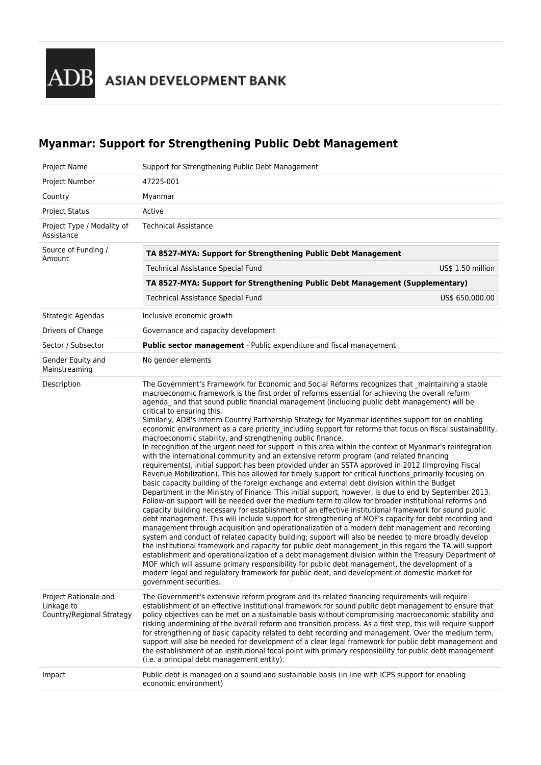ADB ASIAN DEVELOPMENT BANK

# Myanmar: Support for Strengthening Public Debt Management

| Field | Details |
|---|---|
| Project Name | Support for Strengthening Public Debt Management |
| Project Number | 47225-001 |
| Country | Myanmar |
| Project Status | Active |
| Project Type / Modality of Assistance | Technical Assistance |
| Source of Funding / Amount | **TA 8527-MYA: Support for Strengthening Public Debt Management**<br>Technical Assistance Special Fund — US$ 1.50 million<br>**TA 8527-MYA: Support for Strengthening Public Debt Management (Supplementary)**<br>Technical Assistance Special Fund — US$ 650,000.00 |
| Strategic Agendas | Inclusive economic growth |
| Drivers of Change | Governance and capacity development |
| Sector / Subsector | **Public sector management** - Public expenditure and fiscal management |
| Gender Equity and Mainstreaming | No gender elements |
| Description | The Government's Framework for Economic and Social Reforms recognizes that _maintaining a stable macroeconomic framework is the first order of reforms essential for achieving the overall reform agenda_ and that sound public financial management (including public debt management) will be critical to ensuring this.<br>Similarly, ADB's Interim Country Partnership Strategy for Myanmar identifies support for an enabling economic environment as a core priority_including support for reforms that focus on fiscal sustainability, macroeconomic stability, and strengthening public finance.<br>In recognition of the urgent need for support in this area within the context of Myanmar's reintegration with the international community and an extensive reform program (and related financing requirements), initial support has been provided under an SSTA approved in 2012 (Improving Fiscal Revenue Mobilization). This has allowed for timely support for critical functions_primarily focusing on basic capacity building of the foreign exchange and external debt division within the Budget Department in the Ministry of Finance. This initial support, however, is due to end by September 2013. Follow-on support will be needed over the medium term to allow for broader institutional reforms and capacity building necessary for establishment of an effective institutional framework for sound public debt management. This will include support for strengthening of MOF's capacity for debt recording and management through acquisition and operationalization of a modern debt management and recording system and conduct of related capacity building; support will also be needed to more broadly develop the institutional framework and capacity for public debt management_in this regard the TA will support establishment and operationalization of a debt management division within the Treasury Department of MOF which will assume primary responsibility for public debt management, the development of a modern legal and regulatory framework for public debt, and development of domestic market for government securities. |
| Project Rationale and Linkage to Country/Regional Strategy | The Government's extensive reform program and its related financing requirements will require establishment of an effective institutional framework for sound public debt management to ensure that policy objectives can be met on a sustainable basis without compromising macroeconomic stability and risking undermining of the overall reform and transition process. As a first step, this will require support for strengthening of basic capacity related to debt recording and management. Over the medium term, support will also be needed for development of a clear legal framework for public debt management and the establishment of an institutional focal point with primary responsibility for public debt management (i.e. a principal debt management entity). |
| Impact | Public debt is managed on a sound and sustainable basis (in line with ICPS support for enabling economic environment) |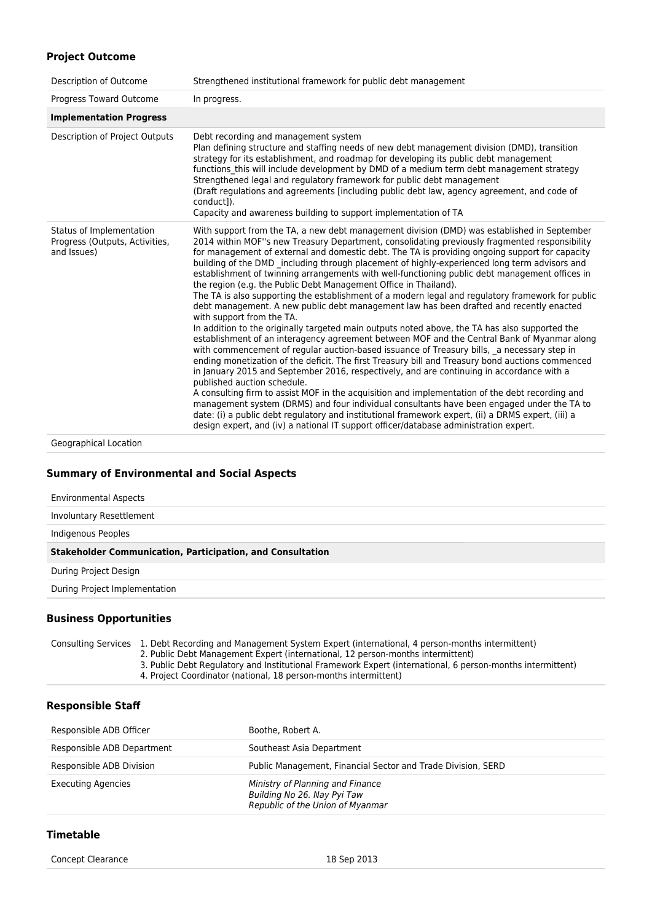## Project Outcome

| | |
|---|---|
| Description of Outcome | Strengthened institutional framework for public debt management |
| Progress Toward Outcome | In progress. |
| **Implementation Progress** | |
| Description of Project Outputs | Debt recording and management system<br>Plan defining structure and staffing needs of new debt management division (DMD), transition strategy for its establishment, and roadmap for developing its public debt management functions_this will include development by DMD of a medium term debt management strategy<br>Strengthened legal and regulatory framework for public debt management<br>(Draft regulations and agreements [including public debt law, agency agreement, and code of conduct]).<br>Capacity and awareness building to support implementation of TA |
| Status of Implementation Progress (Outputs, Activities, and Issues) | With support from the TA, a new debt management division (DMD) was established in September 2014 within MOF''s new Treasury Department, consolidating previously fragmented responsibility for management of external and domestic debt. The TA is providing ongoing support for capacity building of the DMD _including through placement of highly-experienced long term advisors and establishment of twinning arrangements with well-functioning public debt management offices in the region (e.g. the Public Debt Management Office in Thailand).<br>The TA is also supporting the establishment of a modern legal and regulatory framework for public debt management. A new public debt management law has been drafted and recently enacted with support from the TA.<br>In addition to the originally targeted main outputs noted above, the TA has also supported the establishment of an interagency agreement between MOF and the Central Bank of Myanmar along with commencement of regular auction-based issuance of Treasury bills, _a necessary step in ending monetization of the deficit. The first Treasury bill and Treasury bond auctions commenced in January 2015 and September 2016, respectively, and are continuing in accordance with a published auction schedule.<br>A consulting firm to assist MOF in the acquisition and implementation of the debt recording and management system (DRMS) and four individual consultants have been engaged under the TA to date: (i) a public debt regulatory and institutional framework expert, (ii) a DRMS expert, (iii) a design expert, and (iv) a national IT support officer/database administration expert. |
| Geographical Location | |

## Summary of Environmental and Social Aspects

| | |
|---|---|
| Environmental Aspects | |
| Involuntary Resettlement | |
| Indigenous Peoples | |
| **Stakeholder Communication, Participation, and Consultation** | |
| During Project Design | |
| During Project Implementation | |

## Business Opportunities

| | |
|---|---|
| Consulting Services | 1. Debt Recording and Management System Expert (international, 4 person-months intermittent)<br>2. Public Debt Management Expert (international, 12 person-months intermittent)<br>3. Public Debt Regulatory and Institutional Framework Expert (international, 6 person-months intermittent)<br>4. Project Coordinator (national, 18 person-months intermittent) |

## Responsible Staff

| | |
|---|---|
| Responsible ADB Officer | Boothe, Robert A. |
| Responsible ADB Department | Southeast Asia Department |
| Responsible ADB Division | Public Management, Financial Sector and Trade Division, SERD |
| Executing Agencies | *Ministry of Planning and Finance*<br>*Building No 26. Nay Pyi Taw*<br>*Republic of the Union of Myanmar* |

## Timetable

| | |
|---|---|
| Concept Clearance | 18 Sep 2013 |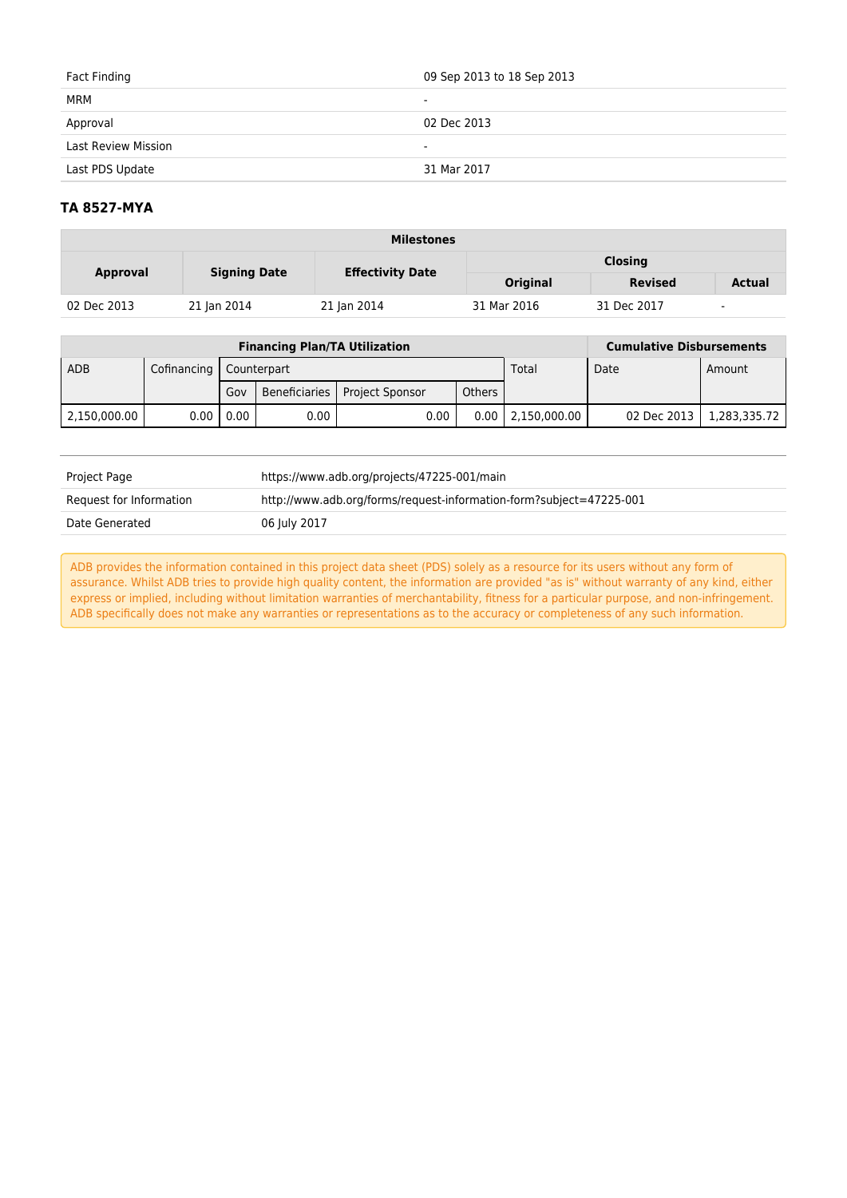| | |
|---|---|
| Fact Finding | 09 Sep 2013 to 18 Sep 2013 |
| MRM | - |
| Approval | 02 Dec 2013 |
| Last Review Mission | - |
| Last PDS Update | 31 Mar 2017 |

### TA 8527-MYA

| Milestones | | | | | |
|---|---|---|---|---|---|
| Approval | Signing Date | Effectivity Date | Closing | | |
| | | | Original | Revised | Actual |
| 02 Dec 2013 | 21 Jan 2014 | 21 Jan 2014 | 31 Mar 2016 | 31 Dec 2017 | - |

| Financing Plan/TA Utilization | | | | | | | Cumulative Disbursements | |
|---|---|---|---|---|---|---|---|---|
| ADB | Cofinancing | Counterpart | | | | Total | Date | Amount |
| | | Gov | Beneficiaries | Project Sponsor | Others | | | |
| 2,150,000.00 | 0.00 | 0.00 | 0.00 | 0.00 | 0.00 | 2,150,000.00 | 02 Dec 2013 | 1,283,335.72 |

| | |
|---|---|
| Project Page | https://www.adb.org/projects/47225-001/main |
| Request for Information | http://www.adb.org/forms/request-information-form?subject=47225-001 |
| Date Generated | 06 July 2017 |

ADB provides the information contained in this project data sheet (PDS) solely as a resource for its users without any form of assurance. Whilst ADB tries to provide high quality content, the information are provided "as is" without warranty of any kind, either express or implied, including without limitation warranties of merchantability, fitness for a particular purpose, and non-infringement. ADB specifically does not make any warranties or representations as to the accuracy or completeness of any such information.